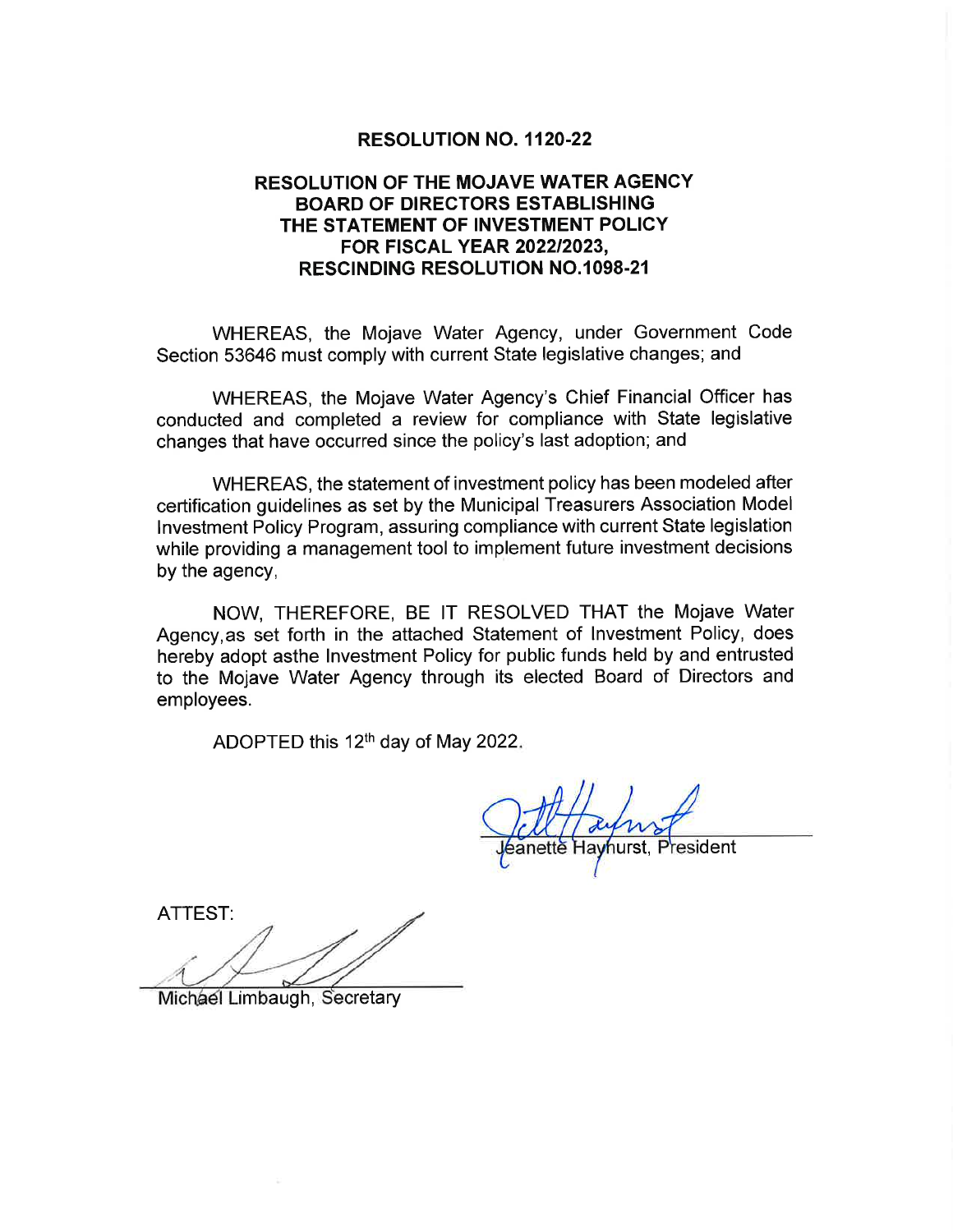# RESOLUTION NO. 1120-22

## RESOLUTION OF THE MOJAVE WATER AGENCY BOARD OF DIRECTORS ESTABLISHING THE STATEMENT OF INVESTMENT POLICY FOR FISCAL YEAR 2022/2023, RESCINDING RESOLUTION NO.1098-21

WHEREAS, the Mojave Water Agency, under Government Code Section 53646 must comply with current State legislative changes; and

WHEREAS, the Mojave Water Agency's Chief Financial Officer has conducted and completed a review for compliance with State legislative changes that have occurred since the policy's last adoption; and

WHEREAS, the statement of investment policy has been modeled after certification guidelines as set by the Municipal Treasurers Association Model Investment Policy Program, assuring compliance with current State legislation while providing a management tool to implement future investment decisions by the agency,

NOW, THEREFORE, BE IT RESOLVED THAT the Mojave Water Agency,as set forth in the attached Statement of Investment Policy, does hereby adopt asthe Investment Policy for public funds held by and entrusted to the Mojave Water Agency through its elected Board of Directors and employees.

ADOPTED this 12th day of May 2022.

Jeanette Hayhurst, President

ATTEST:

Michael Limbaugh, Secretary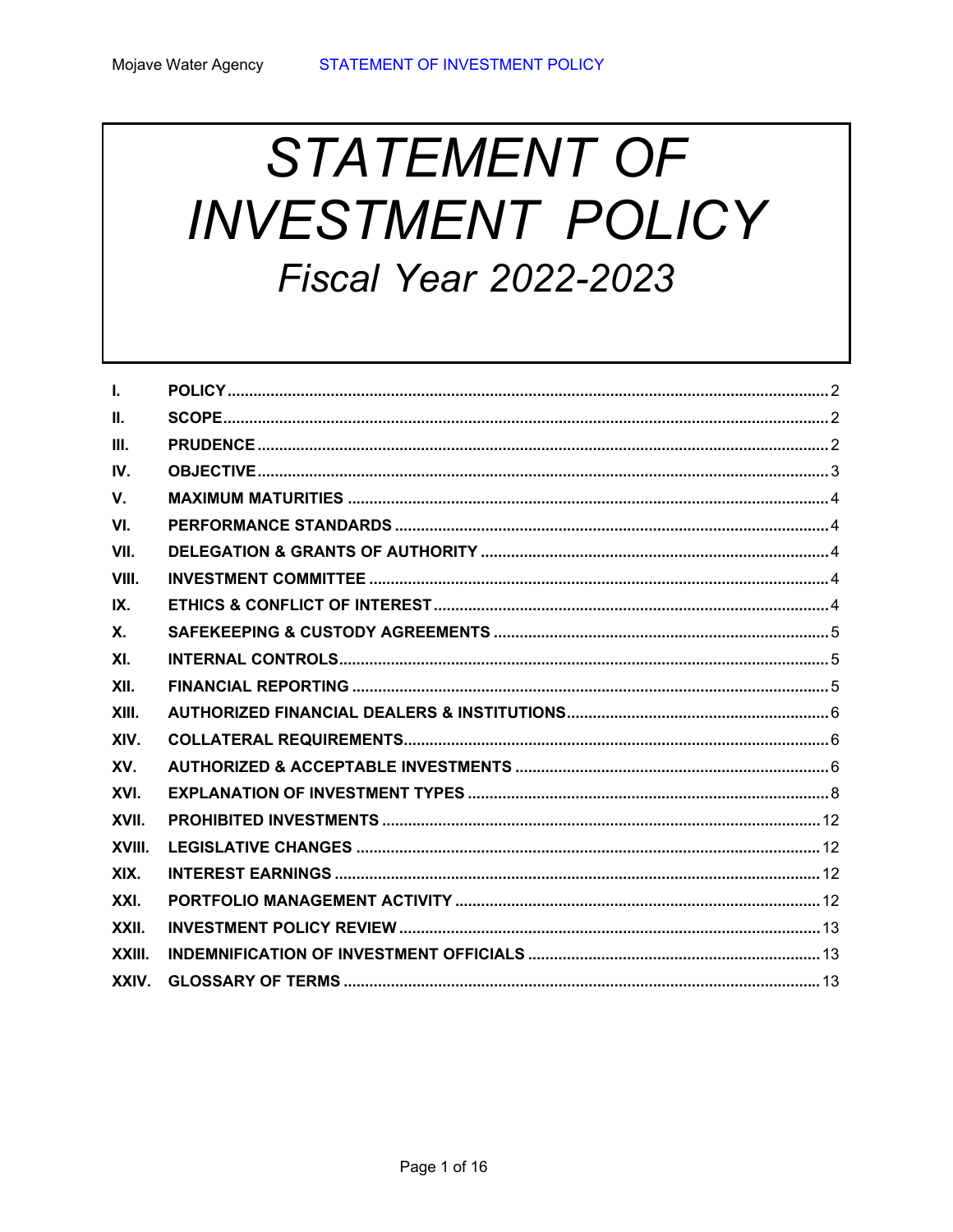# STATEMENT OF INVESTMENT POLICY
## Fiscal Year 2022-2023

| | | |
|---|---|---|
| I. | POLICY | 2 |
| II. | SCOPE | 2 |
| III. | PRUDENCE | 2 |
| IV. | OBJECTIVE | 3 |
| V. | MAXIMUM MATURITIES | 4 |
| VI. | PERFORMANCE STANDARDS | 4 |
| VII. | DELEGATION & GRANTS OF AUTHORITY | 4 |
| VIII. | INVESTMENT COMMITTEE | 4 |
| IX. | ETHICS & CONFLICT OF INTEREST | 4 |
| X. | SAFEKEEPING & CUSTODY AGREEMENTS | 5 |
| XI. | INTERNAL CONTROLS | 5 |
| XII. | FINANCIAL REPORTING | 5 |
| XIII. | AUTHORIZED FINANCIAL DEALERS & INSTITUTIONS | 6 |
| XIV. | COLLATERAL REQUIREMENTS | 6 |
| XV. | AUTHORIZED & ACCEPTABLE INVESTMENTS | 6 |
| XVI. | EXPLANATION OF INVESTMENT TYPES | 8 |
| XVII. | PROHIBITED INVESTMENTS | 12 |
| XVIII. | LEGISLATIVE CHANGES | 12 |
| XIX. | INTEREST EARNINGS | 12 |
| XXI. | PORTFOLIO MANAGEMENT ACTIVITY | 12 |
| XXII. | INVESTMENT POLICY REVIEW | 13 |
| XXIII. | INDEMNIFICATION OF INVESTMENT OFFICIALS | 13 |
| XXIV. | GLOSSARY OF TERMS | 13 |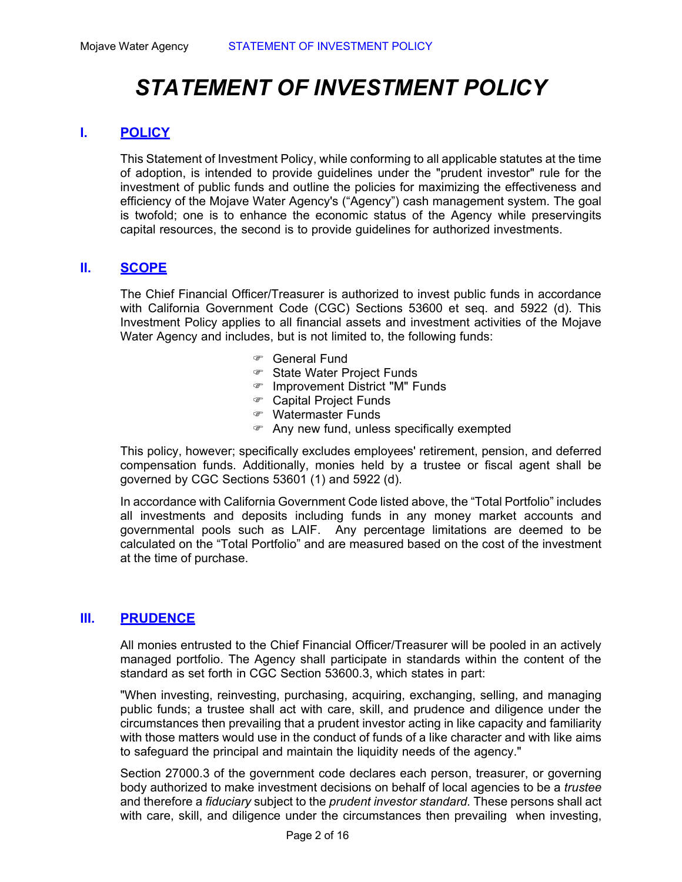# *STATEMENT OF INVESTMENT POLICY*

## I. POLICY

This Statement of Investment Policy, while conforming to all applicable statutes at the time of adoption, is intended to provide guidelines under the "prudent investor" rule for the investment of public funds and outline the policies for maximizing the effectiveness and efficiency of the Mojave Water Agency's ("Agency") cash management system. The goal is twofold; one is to enhance the economic status of the Agency while preservingits capital resources, the second is to provide guidelines for authorized investments.

## II. SCOPE

The Chief Financial Officer/Treasurer is authorized to invest public funds in accordance with California Government Code (CGC) Sections 53600 et seq. and 5922 (d). This Investment Policy applies to all financial assets and investment activities of the Mojave Water Agency and includes, but is not limited to, the following funds:

- General Fund
- State Water Project Funds
- Improvement District "M" Funds
- Capital Project Funds
- Watermaster Funds
- Any new fund, unless specifically exempted

This policy, however; specifically excludes employees' retirement, pension, and deferred compensation funds. Additionally, monies held by a trustee or fiscal agent shall be governed by CGC Sections 53601 (1) and 5922 (d).

In accordance with California Government Code listed above, the "Total Portfolio" includes all investments and deposits including funds in any money market accounts and governmental pools such as LAIF. Any percentage limitations are deemed to be calculated on the "Total Portfolio" and are measured based on the cost of the investment at the time of purchase.

## III. PRUDENCE

All monies entrusted to the Chief Financial Officer/Treasurer will be pooled in an actively managed portfolio. The Agency shall participate in standards within the content of the standard as set forth in CGC Section 53600.3, which states in part:

"When investing, reinvesting, purchasing, acquiring, exchanging, selling, and managing public funds; a trustee shall act with care, skill, and prudence and diligence under the circumstances then prevailing that a prudent investor acting in like capacity and familiarity with those matters would use in the conduct of funds of a like character and with like aims to safeguard the principal and maintain the liquidity needs of the agency."

Section 27000.3 of the government code declares each person, treasurer, or governing body authorized to make investment decisions on behalf of local agencies to be a *trustee* and therefore a *fiduciary* subject to the *prudent investor standard.* These persons shall act with care, skill, and diligence under the circumstances then prevailing when investing,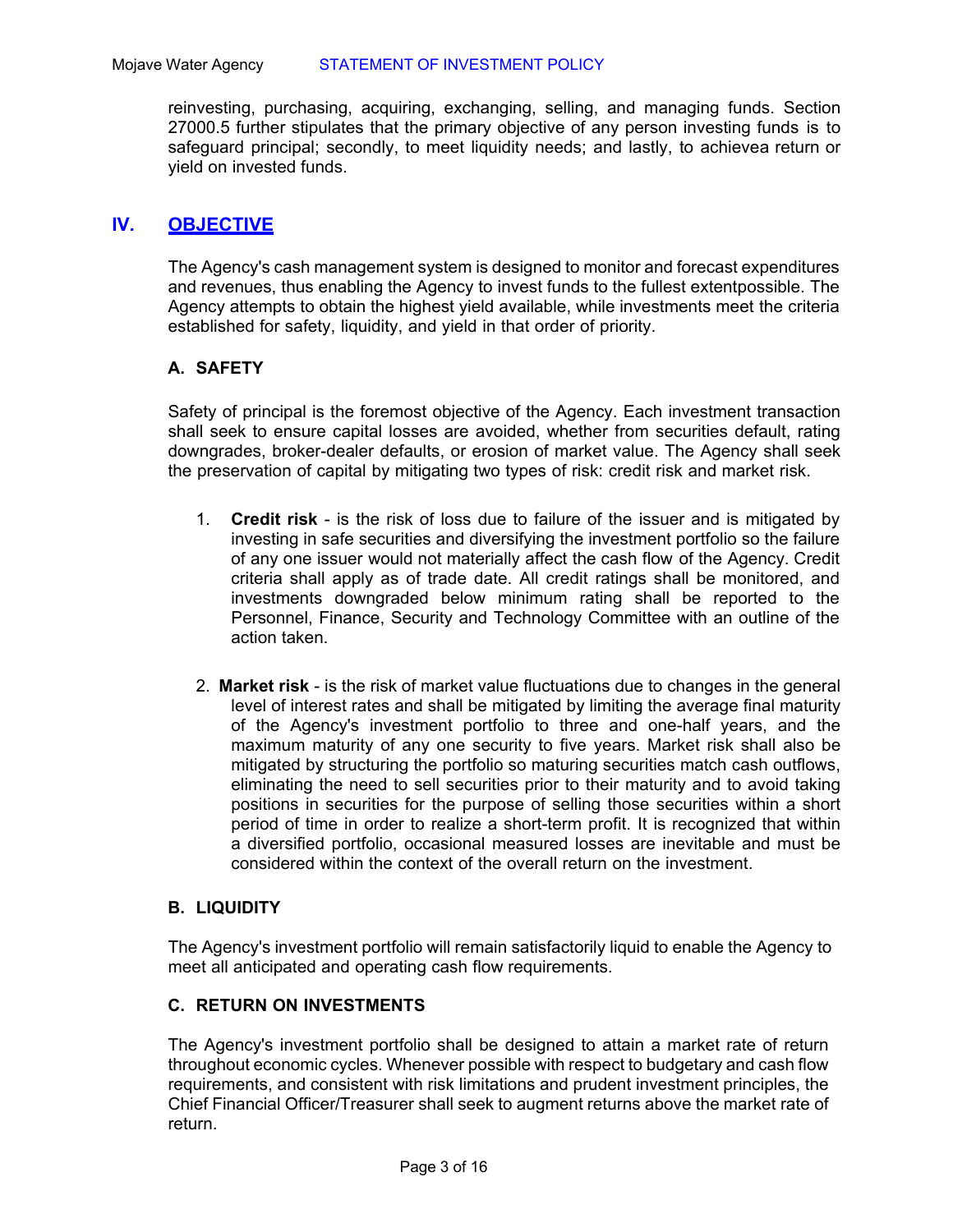reinvesting, purchasing, acquiring, exchanging, selling, and managing funds. Section 27000.5 further stipulates that the primary objective of any person investing funds is to safeguard principal; secondly, to meet liquidity needs; and lastly, to achievea return or yield on invested funds.

## IV. OBJECTIVE

The Agency's cash management system is designed to monitor and forecast expenditures and revenues, thus enabling the Agency to invest funds to the fullest extentpossible. The Agency attempts to obtain the highest yield available, while investments meet the criteria established for safety, liquidity, and yield in that order of priority.

### A. SAFETY

Safety of principal is the foremost objective of the Agency. Each investment transaction shall seek to ensure capital losses are avoided, whether from securities default, rating downgrades, broker-dealer defaults, or erosion of market value. The Agency shall seek the preservation of capital by mitigating two types of risk: credit risk and market risk.

1. **Credit risk** - is the risk of loss due to failure of the issuer and is mitigated by investing in safe securities and diversifying the investment portfolio so the failure of any one issuer would not materially affect the cash flow of the Agency. Credit criteria shall apply as of trade date. All credit ratings shall be monitored, and investments downgraded below minimum rating shall be reported to the Personnel, Finance, Security and Technology Committee with an outline of the action taken.

2. **Market risk** - is the risk of market value fluctuations due to changes in the general level of interest rates and shall be mitigated by limiting the average final maturity of the Agency's investment portfolio to three and one-half years, and the maximum maturity of any one security to five years. Market risk shall also be mitigated by structuring the portfolio so maturing securities match cash outflows, eliminating the need to sell securities prior to their maturity and to avoid taking positions in securities for the purpose of selling those securities within a short period of time in order to realize a short-term profit. It is recognized that within a diversified portfolio, occasional measured losses are inevitable and must be considered within the context of the overall return on the investment.

### B. LIQUIDITY

The Agency's investment portfolio will remain satisfactorily liquid to enable the Agency to meet all anticipated and operating cash flow requirements.

### C. RETURN ON INVESTMENTS

The Agency's investment portfolio shall be designed to attain a market rate of return throughout economic cycles. Whenever possible with respect to budgetary and cash flow requirements, and consistent with risk limitations and prudent investment principles, the Chief Financial Officer/Treasurer shall seek to augment returns above the market rate of return.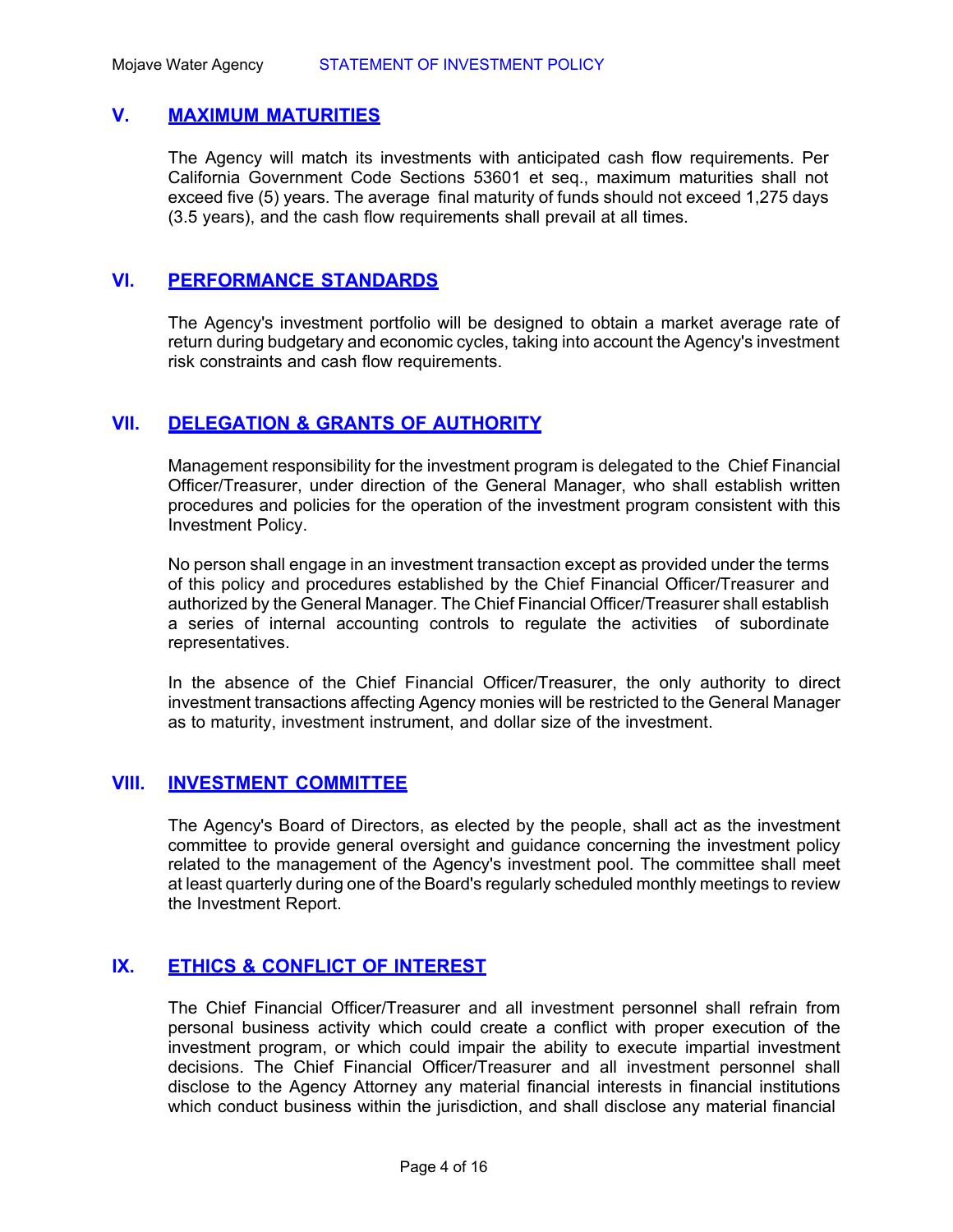## V. MAXIMUM MATURITIES

The Agency will match its investments with anticipated cash flow requirements. Per California Government Code Sections 53601 et seq., maximum maturities shall not exceed five (5) years. The average final maturity of funds should not exceed 1,275 days (3.5 years), and the cash flow requirements shall prevail at all times.

## VI. PERFORMANCE STANDARDS

The Agency's investment portfolio will be designed to obtain a market average rate of return during budgetary and economic cycles, taking into account the Agency's investment risk constraints and cash flow requirements.

## VII. DELEGATION & GRANTS OF AUTHORITY

Management responsibility for the investment program is delegated to the Chief Financial Officer/Treasurer, under direction of the General Manager, who shall establish written procedures and policies for the operation of the investment program consistent with this Investment Policy.

No person shall engage in an investment transaction except as provided under the terms of this policy and procedures established by the Chief Financial Officer/Treasurer and authorized by the General Manager. The Chief Financial Officer/Treasurer shall establish a series of internal accounting controls to regulate the activities of subordinate representatives.

In the absence of the Chief Financial Officer/Treasurer, the only authority to direct investment transactions affecting Agency monies will be restricted to the General Manager as to maturity, investment instrument, and dollar size of the investment.

## VIII. INVESTMENT COMMITTEE

The Agency's Board of Directors, as elected by the people, shall act as the investment committee to provide general oversight and guidance concerning the investment policy related to the management of the Agency's investment pool. The committee shall meet at least quarterly during one of the Board's regularly scheduled monthly meetings to review the Investment Report.

## IX. ETHICS & CONFLICT OF INTEREST

The Chief Financial Officer/Treasurer and all investment personnel shall refrain from personal business activity which could create a conflict with proper execution of the investment program, or which could impair the ability to execute impartial investment decisions. The Chief Financial Officer/Treasurer and all investment personnel shall disclose to the Agency Attorney any material financial interests in financial institutions which conduct business within the jurisdiction, and shall disclose any material financial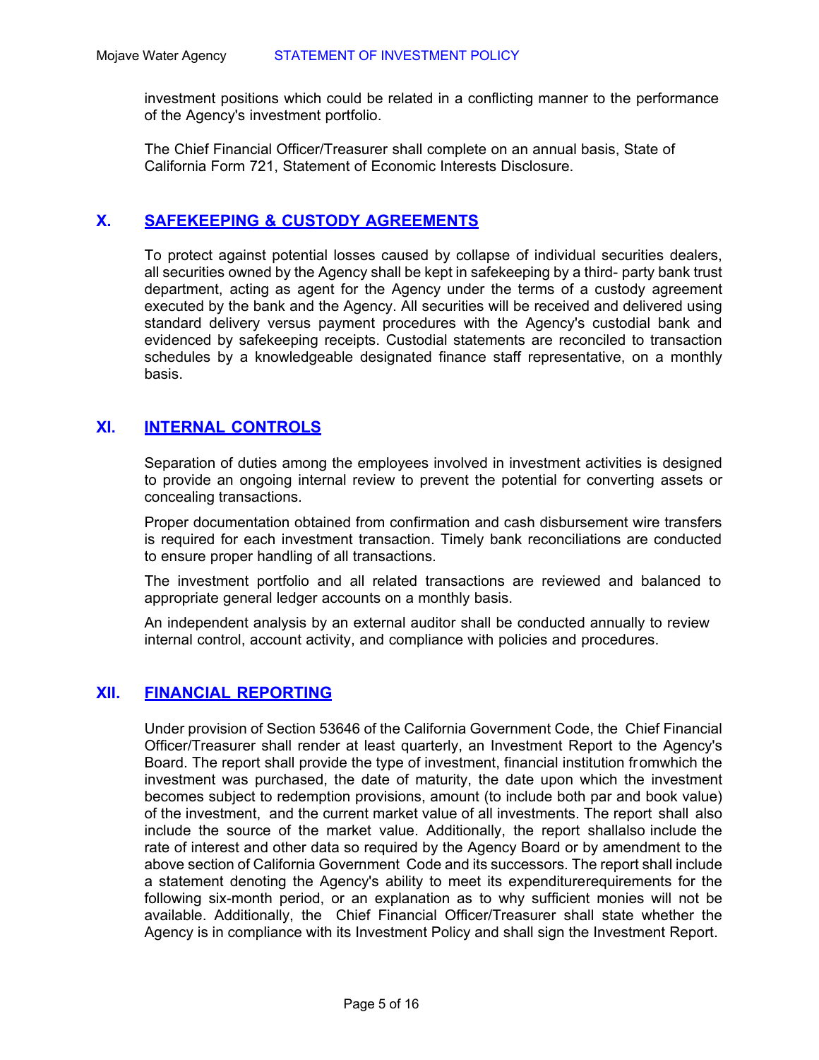investment positions which could be related in a conflicting manner to the performance of the Agency's investment portfolio.

The Chief Financial Officer/Treasurer shall complete on an annual basis, State of California Form 721, Statement of Economic Interests Disclosure.

## X. SAFEKEEPING & CUSTODY AGREEMENTS

To protect against potential losses caused by collapse of individual securities dealers, all securities owned by the Agency shall be kept in safekeeping by a third- party bank trust department, acting as agent for the Agency under the terms of a custody agreement executed by the bank and the Agency. All securities will be received and delivered using standard delivery versus payment procedures with the Agency's custodial bank and evidenced by safekeeping receipts. Custodial statements are reconciled to transaction schedules by a knowledgeable designated finance staff representative, on a monthly basis.

## XI. INTERNAL CONTROLS

Separation of duties among the employees involved in investment activities is designed to provide an ongoing internal review to prevent the potential for converting assets or concealing transactions.

Proper documentation obtained from confirmation and cash disbursement wire transfers is required for each investment transaction. Timely bank reconciliations are conducted to ensure proper handling of all transactions.

The investment portfolio and all related transactions are reviewed and balanced to appropriate general ledger accounts on a monthly basis.

An independent analysis by an external auditor shall be conducted annually to review internal control, account activity, and compliance with policies and procedures.

## XII. FINANCIAL REPORTING

Under provision of Section 53646 of the California Government Code, the Chief Financial Officer/Treasurer shall render at least quarterly, an Investment Report to the Agency's Board. The report shall provide the type of investment, financial institution fromwhich the investment was purchased, the date of maturity, the date upon which the investment becomes subject to redemption provisions, amount (to include both par and book value) of the investment, and the current market value of all investments. The report shall also include the source of the market value. Additionally, the report shallalso include the rate of interest and other data so required by the Agency Board or by amendment to the above section of California Government Code and its successors. The report shall include a statement denoting the Agency's ability to meet its expenditurerequirements for the following six-month period, or an explanation as to why sufficient monies will not be available. Additionally, the Chief Financial Officer/Treasurer shall state whether the Agency is in compliance with its Investment Policy and shall sign the Investment Report.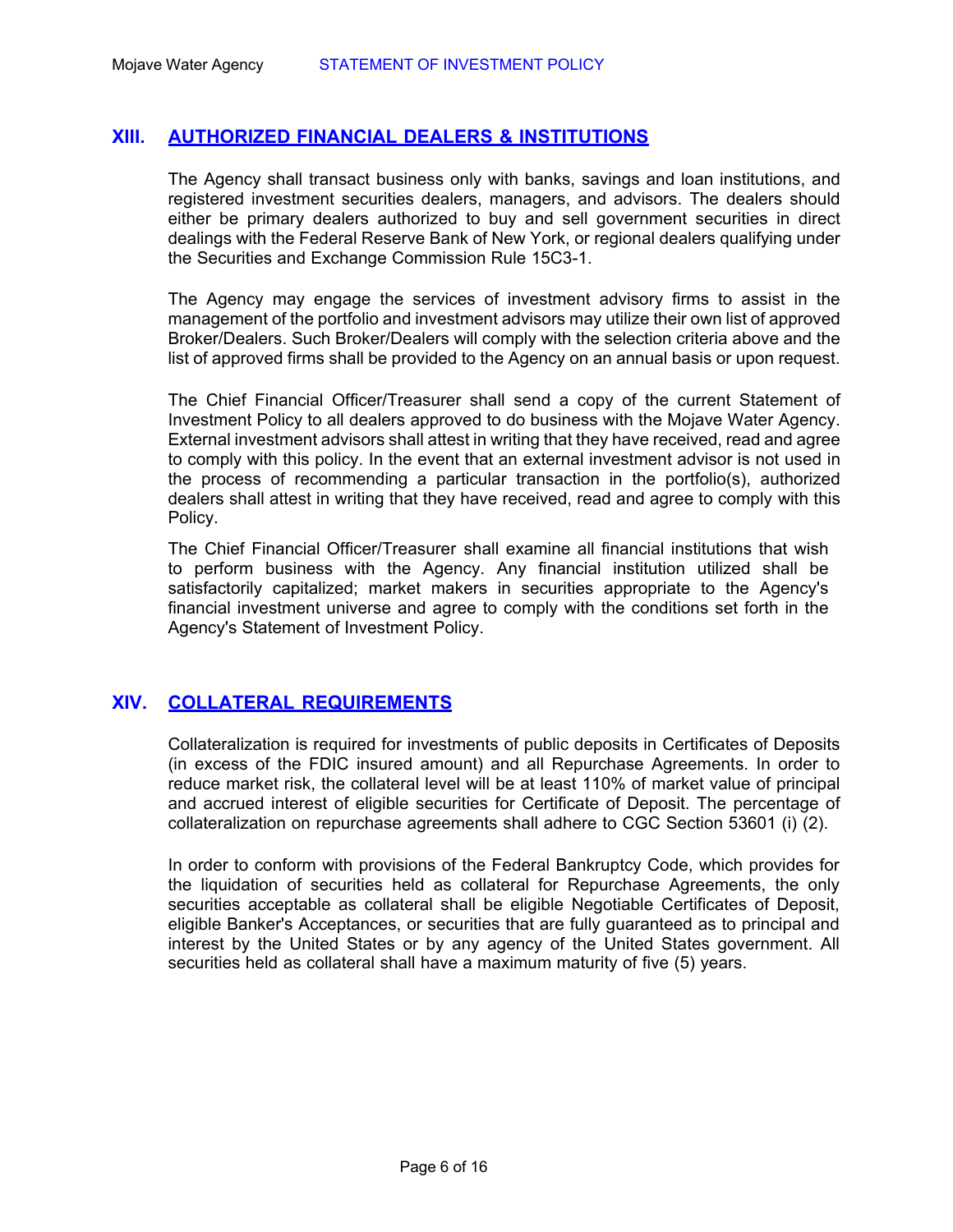## XIII. AUTHORIZED FINANCIAL DEALERS & INSTITUTIONS

The Agency shall transact business only with banks, savings and loan institutions, and registered investment securities dealers, managers, and advisors. The dealers should either be primary dealers authorized to buy and sell government securities in direct dealings with the Federal Reserve Bank of New York, or regional dealers qualifying under the Securities and Exchange Commission Rule 15C3-1.

The Agency may engage the services of investment advisory firms to assist in the management of the portfolio and investment advisors may utilize their own list of approved Broker/Dealers. Such Broker/Dealers will comply with the selection criteria above and the list of approved firms shall be provided to the Agency on an annual basis or upon request.

The Chief Financial Officer/Treasurer shall send a copy of the current Statement of Investment Policy to all dealers approved to do business with the Mojave Water Agency. External investment advisors shall attest in writing that they have received, read and agree to comply with this policy. In the event that an external investment advisor is not used in the process of recommending a particular transaction in the portfolio(s), authorized dealers shall attest in writing that they have received, read and agree to comply with this Policy.

The Chief Financial Officer/Treasurer shall examine all financial institutions that wish to perform business with the Agency. Any financial institution utilized shall be satisfactorily capitalized; market makers in securities appropriate to the Agency's financial investment universe and agree to comply with the conditions set forth in the Agency's Statement of Investment Policy.

## XIV. COLLATERAL REQUIREMENTS

Collateralization is required for investments of public deposits in Certificates of Deposits (in excess of the FDIC insured amount) and all Repurchase Agreements. In order to reduce market risk, the collateral level will be at least 110% of market value of principal and accrued interest of eligible securities for Certificate of Deposit. The percentage of collateralization on repurchase agreements shall adhere to CGC Section 53601 (i) (2).

In order to conform with provisions of the Federal Bankruptcy Code, which provides for the liquidation of securities held as collateral for Repurchase Agreements, the only securities acceptable as collateral shall be eligible Negotiable Certificates of Deposit, eligible Banker's Acceptances, or securities that are fully guaranteed as to principal and interest by the United States or by any agency of the United States government. All securities held as collateral shall have a maximum maturity of five (5) years.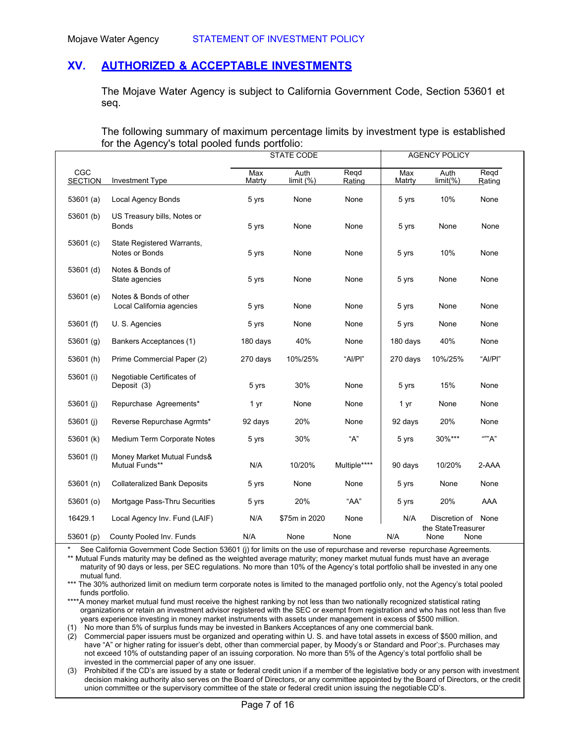## XV. AUTHORIZED & ACCEPTABLE INVESTMENTS

The Mojave Water Agency is subject to California Government Code, Section 53601 et seq.

The following summary of maximum percentage limits by investment type is established for the Agency's total pooled funds portfolio:

| | | STATE CODE | | | AGENCY POLICY | | |
|---|---|---|---|---|---|---|---|
| CGC SECTION | Investment Type | Max Matrty | Auth limit (%) | Reqd Rating | Max Matrty | Auth limit(%) | Reqd Rating |
| 53601 (a) | Local Agency Bonds | 5 yrs | None | None | 5 yrs | 10% | None |
| 53601 (b) | US Treasury bills, Notes or Bonds | 5 yrs | None | None | 5 yrs | None | None |
| 53601 (c) | State Registered Warrants, Notes or Bonds | 5 yrs | None | None | 5 yrs | 10% | None |
| 53601 (d) | Notes & Bonds of State agencies | 5 yrs | None | None | 5 yrs | None | None |
| 53601 (e) | Notes & Bonds of other Local California agencies | 5 yrs | None | None | 5 yrs | None | None |
| 53601 (f) | U. S. Agencies | 5 yrs | None | None | 5 yrs | None | None |
| 53601 (g) | Bankers Acceptances (1) | 180 days | 40% | None | 180 days | 40% | None |
| 53601 (h) | Prime Commercial Paper (2) | 270 days | 10%/25% | "AI/PI" | 270 days | 10%/25% | "AI/PI" |
| 53601 (i) | Negotiable Certificates of Deposit (3) | 5 yrs | 30% | None | 5 yrs | 15% | None |
| 53601 (j) | Repurchase Agreements* | 1 yr | None | None | 1 yr | None | None |
| 53601 (j) | Reverse Repurchase Agrmts* | 92 days | 20% | None | 92 days | 20% | None |
| 53601 (k) | Medium Term Corporate Notes | 5 yrs | 30% | "A" | 5 yrs | 30%*** | """A" |
| 53601 (l) | Money Market Mutual Funds& Mutual Funds** | N/A | 10/20% | Multiple**** | 90 days | 10/20% | 2-AAA |
| 53601 (n) | Collateralized Bank Deposits | 5 yrs | None | None | 5 yrs | None | None |
| 53601 (o) | Mortgage Pass-Thru Securities | 5 yrs | 20% | "AA" | 5 yrs | 20% | AAA |
| 16429.1 | Local Agency Inv. Fund (LAIF) | N/A | $75m in 2020 | None | N/A | Discretion of the StateTreasurer | None |
| 53601 (p) | County Pooled Inv. Funds | N/A | None | None | N/A | None | None |

\* See California Government Code Section 53601 (j) for limits on the use of repurchase and reverse repurchase Agreements.

** Mutual Funds maturity may be defined as the weighted average maturity; money market mutual funds must have an average maturity of 90 days or less, per SEC regulations. No more than 10% of the Agency's total portfolio shall be invested in any one mutual fund.

*** The 30% authorized limit on medium term corporate notes is limited to the managed portfolio only, not the Agency's total pooled funds portfolio.

****A money market mutual fund must receive the highest ranking by not less than two nationally recognized statistical rating organizations or retain an investment advisor registered with the SEC or exempt from registration and who has not less than five years experience investing in money market instruments with assets under management in excess of $500 million.

(1) No more than 5% of surplus funds may be invested in Bankers Acceptances of any one commercial bank.

(2) Commercial paper issuers must be organized and operating within U. S. and have total assets in excess of $500 million, and have "A" or higher rating for issuer's debt, other than commercial paper, by Moody's or Standard and Poor';s. Purchases may not exceed 10% of outstanding paper of an issuing corporation. No more than 5% of the Agency's total portfolio shall be invested in the commercial paper of any one issuer.

(3) Prohibited if the CD's are issued by a state or federal credit union if a member of the legislative body or any person with investment decision making authority also serves on the Board of Directors, or any committee appointed by the Board of Directors, or the credit union committee or the supervisory committee of the state or federal credit union issuing the negotiable CD's.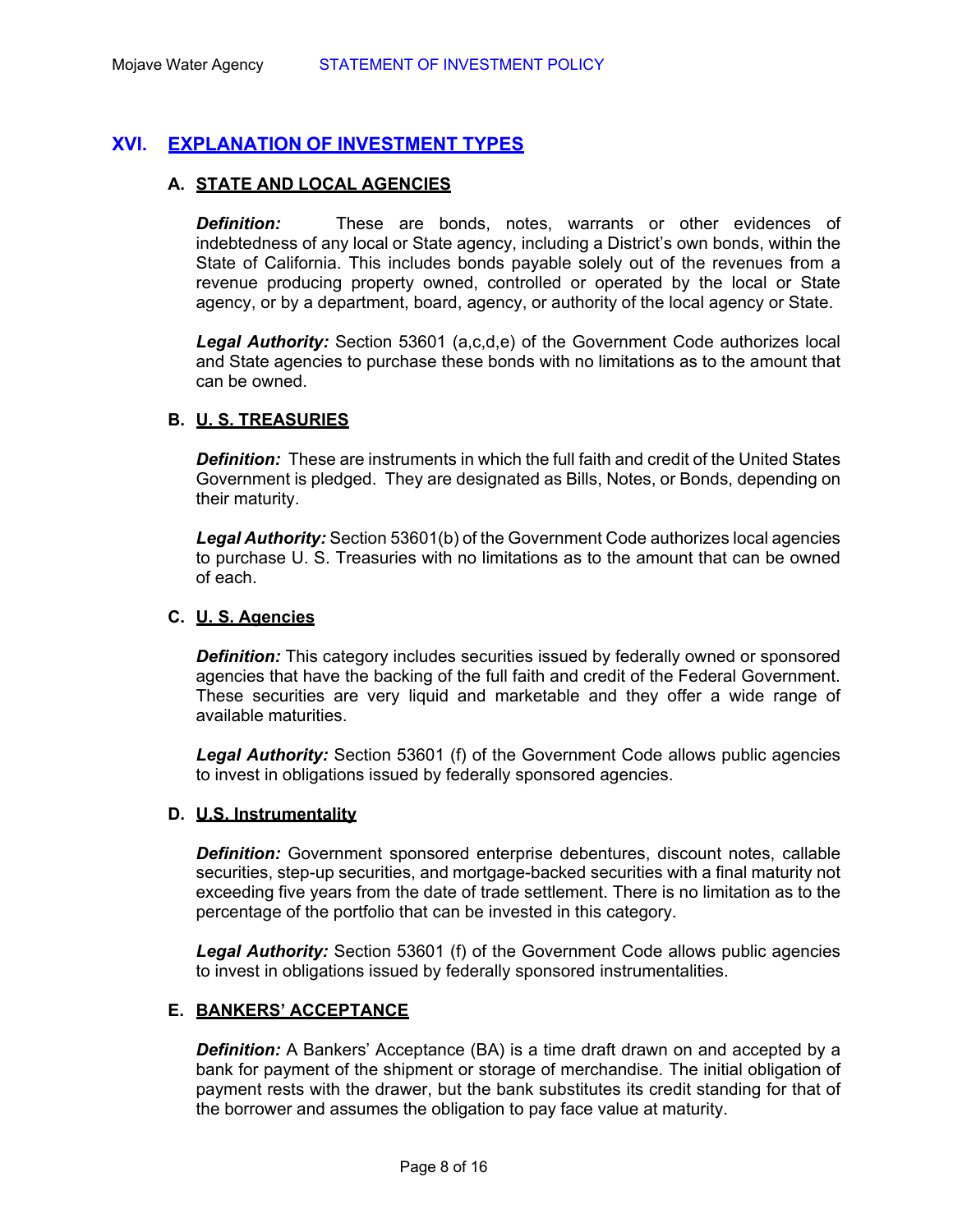## XVI. EXPLANATION OF INVESTMENT TYPES

### A. STATE AND LOCAL AGENCIES

***Definition:*** These are bonds, notes, warrants or other evidences of indebtedness of any local or State agency, including a District's own bonds, within the State of California. This includes bonds payable solely out of the revenues from a revenue producing property owned, controlled or operated by the local or State agency, or by a department, board, agency, or authority of the local agency or State.

***Legal Authority:*** Section 53601 (a,c,d,e) of the Government Code authorizes local and State agencies to purchase these bonds with no limitations as to the amount that can be owned.

### B. U. S. TREASURIES

***Definition:*** These are instruments in which the full faith and credit of the United States Government is pledged. They are designated as Bills, Notes, or Bonds, depending on their maturity.

***Legal Authority:*** Section 53601(b) of the Government Code authorizes local agencies to purchase U. S. Treasuries with no limitations as to the amount that can be owned of each.

### C. U. S. Agencies

***Definition:*** This category includes securities issued by federally owned or sponsored agencies that have the backing of the full faith and credit of the Federal Government. These securities are very liquid and marketable and they offer a wide range of available maturities.

***Legal Authority:*** Section 53601 (f) of the Government Code allows public agencies to invest in obligations issued by federally sponsored agencies.

### D. U.S. Instrumentality

***Definition:*** Government sponsored enterprise debentures, discount notes, callable securities, step-up securities, and mortgage-backed securities with a final maturity not exceeding five years from the date of trade settlement. There is no limitation as to the percentage of the portfolio that can be invested in this category.

***Legal Authority:*** Section 53601 (f) of the Government Code allows public agencies to invest in obligations issued by federally sponsored instrumentalities.

### E. BANKERS' ACCEPTANCE

***Definition:*** A Bankers' Acceptance (BA) is a time draft drawn on and accepted by a bank for payment of the shipment or storage of merchandise. The initial obligation of payment rests with the drawer, but the bank substitutes its credit standing for that of the borrower and assumes the obligation to pay face value at maturity.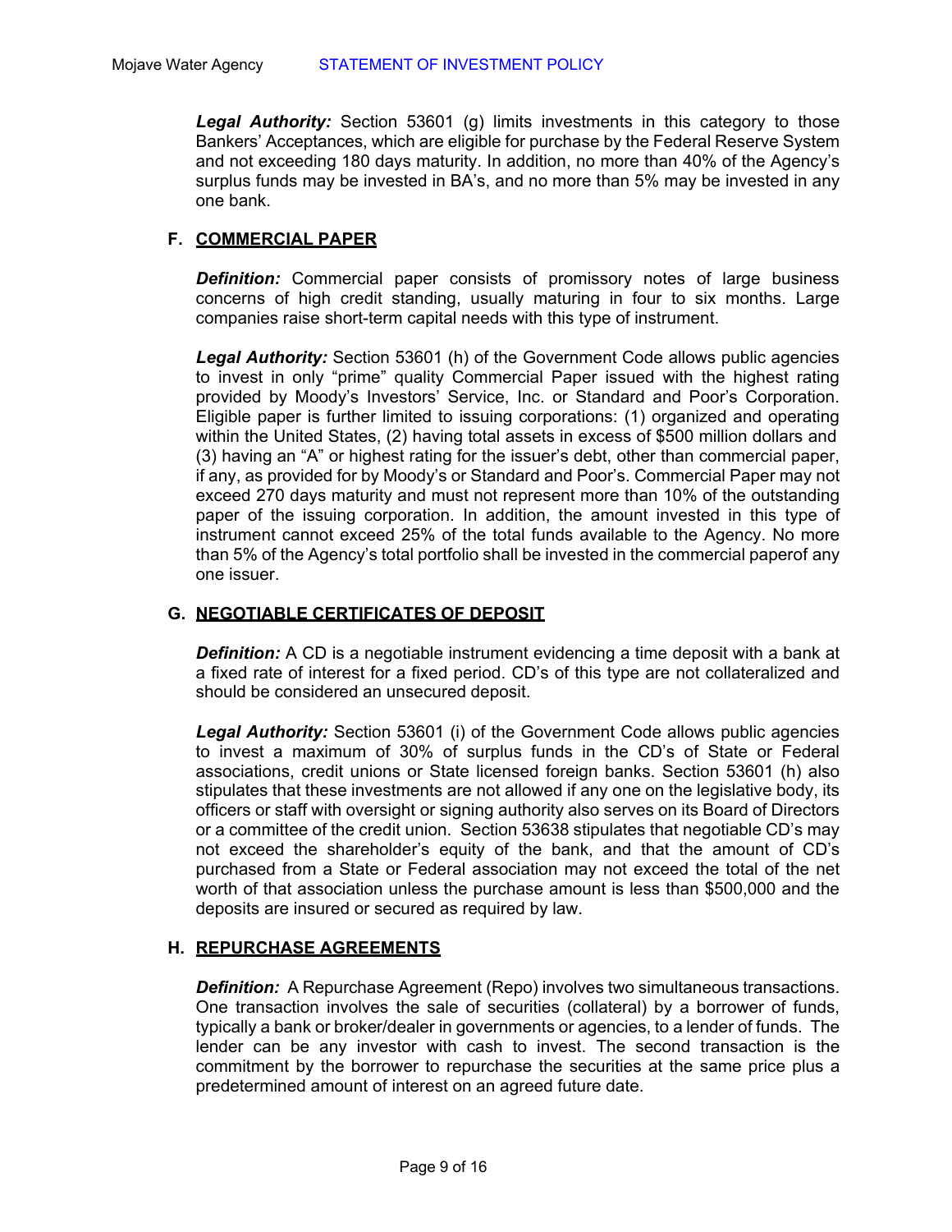***Legal Authority:*** Section 53601 (g) limits investments in this category to those Bankers' Acceptances, which are eligible for purchase by the Federal Reserve System and not exceeding 180 days maturity. In addition, no more than 40% of the Agency's surplus funds may be invested in BA's, and no more than 5% may be invested in any one bank.

### F. COMMERCIAL PAPER

***Definition:*** Commercial paper consists of promissory notes of large business concerns of high credit standing, usually maturing in four to six months. Large companies raise short-term capital needs with this type of instrument.

***Legal Authority:*** Section 53601 (h) of the Government Code allows public agencies to invest in only "prime" quality Commercial Paper issued with the highest rating provided by Moody's Investors' Service, Inc. or Standard and Poor's Corporation. Eligible paper is further limited to issuing corporations: (1) organized and operating within the United States, (2) having total assets in excess of $500 million dollars and (3) having an "A" or highest rating for the issuer's debt, other than commercial paper, if any, as provided for by Moody's or Standard and Poor's. Commercial Paper may not exceed 270 days maturity and must not represent more than 10% of the outstanding paper of the issuing corporation. In addition, the amount invested in this type of instrument cannot exceed 25% of the total funds available to the Agency. No more than 5% of the Agency's total portfolio shall be invested in the commercial paperof any one issuer.

### G. NEGOTIABLE CERTIFICATES OF DEPOSIT

***Definition:*** A CD is a negotiable instrument evidencing a time deposit with a bank at a fixed rate of interest for a fixed period. CD's of this type are not collateralized and should be considered an unsecured deposit.

***Legal Authority:*** Section 53601 (i) of the Government Code allows public agencies to invest a maximum of 30% of surplus funds in the CD's of State or Federal associations, credit unions or State licensed foreign banks. Section 53601 (h) also stipulates that these investments are not allowed if any one on the legislative body, its officers or staff with oversight or signing authority also serves on its Board of Directors or a committee of the credit union. Section 53638 stipulates that negotiable CD's may not exceed the shareholder's equity of the bank, and that the amount of CD's purchased from a State or Federal association may not exceed the total of the net worth of that association unless the purchase amount is less than $500,000 and the deposits are insured or secured as required by law.

### H. REPURCHASE AGREEMENTS

***Definition:*** A Repurchase Agreement (Repo) involves two simultaneous transactions. One transaction involves the sale of securities (collateral) by a borrower of funds, typically a bank or broker/dealer in governments or agencies, to a lender of funds. The lender can be any investor with cash to invest. The second transaction is the commitment by the borrower to repurchase the securities at the same price plus a predetermined amount of interest on an agreed future date.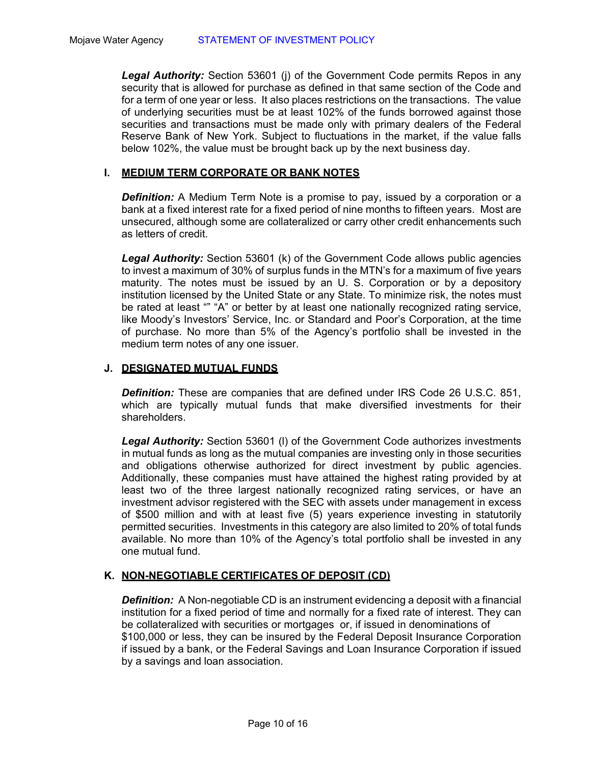***Legal Authority:*** Section 53601 (j) of the Government Code permits Repos in any security that is allowed for purchase as defined in that same section of the Code and for a term of one year or less. It also places restrictions on the transactions. The value of underlying securities must be at least 102% of the funds borrowed against those securities and transactions must be made only with primary dealers of the Federal Reserve Bank of New York. Subject to fluctuations in the market, if the value falls below 102%, the value must be brought back up by the next business day.

### I. MEDIUM TERM CORPORATE OR BANK NOTES

***Definition:*** A Medium Term Note is a promise to pay, issued by a corporation or a bank at a fixed interest rate for a fixed period of nine months to fifteen years. Most are unsecured, although some are collateralized or carry other credit enhancements such as letters of credit.

***Legal Authority:*** Section 53601 (k) of the Government Code allows public agencies to invest a maximum of 30% of surplus funds in the MTN's for a maximum of five years maturity. The notes must be issued by an U. S. Corporation or by a depository institution licensed by the United State or any State. To minimize risk, the notes must be rated at least "" "A" or better by at least one nationally recognized rating service, like Moody's Investors' Service, Inc. or Standard and Poor's Corporation, at the time of purchase. No more than 5% of the Agency's portfolio shall be invested in the medium term notes of any one issuer.

### J. DESIGNATED MUTUAL FUNDS

***Definition:*** These are companies that are defined under IRS Code 26 U.S.C. 851, which are typically mutual funds that make diversified investments for their shareholders.

***Legal Authority:*** Section 53601 (l) of the Government Code authorizes investments in mutual funds as long as the mutual companies are investing only in those securities and obligations otherwise authorized for direct investment by public agencies. Additionally, these companies must have attained the highest rating provided by at least two of the three largest nationally recognized rating services, or have an investment advisor registered with the SEC with assets under management in excess of $500 million and with at least five (5) years experience investing in statutorily permitted securities. Investments in this category are also limited to 20% of total funds available. No more than 10% of the Agency's total portfolio shall be invested in any one mutual fund.

### K. NON-NEGOTIABLE CERTIFICATES OF DEPOSIT (CD)

***Definition:*** A Non-negotiable CD is an instrument evidencing a deposit with a financial institution for a fixed period of time and normally for a fixed rate of interest. They can be collateralized with securities or mortgages or, if issued in denominations of $100,000 or less, they can be insured by the Federal Deposit Insurance Corporation if issued by a bank, or the Federal Savings and Loan Insurance Corporation if issued by a savings and loan association.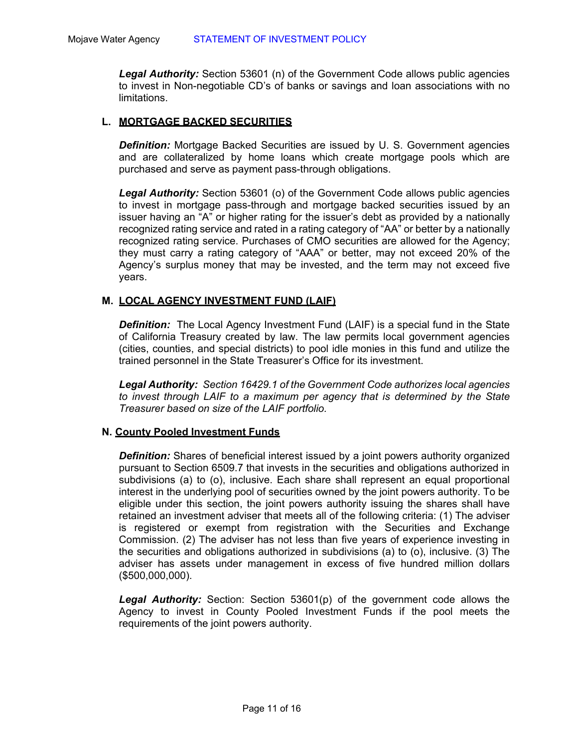***Legal Authority:*** Section 53601 (n) of the Government Code allows public agencies to invest in Non-negotiable CD's of banks or savings and loan associations with no limitations.

### L. MORTGAGE BACKED SECURITIES

***Definition:*** Mortgage Backed Securities are issued by U. S. Government agencies and are collateralized by home loans which create mortgage pools which are purchased and serve as payment pass-through obligations.

***Legal Authority:*** Section 53601 (o) of the Government Code allows public agencies to invest in mortgage pass-through and mortgage backed securities issued by an issuer having an "A" or higher rating for the issuer's debt as provided by a nationally recognized rating service and rated in a rating category of "AA" or better by a nationally recognized rating service. Purchases of CMO securities are allowed for the Agency; they must carry a rating category of "AAA" or better, may not exceed 20% of the Agency's surplus money that may be invested, and the term may not exceed five years.

### M. LOCAL AGENCY INVESTMENT FUND (LAIF)

***Definition:*** The Local Agency Investment Fund (LAIF) is a special fund in the State of California Treasury created by law. The law permits local government agencies (cities, counties, and special districts) to pool idle monies in this fund and utilize the trained personnel in the State Treasurer's Office for its investment.

***Legal Authority:*** *Section 16429.1 of the Government Code authorizes local agencies to invest through LAIF to a maximum per agency that is determined by the State Treasurer based on size of the LAIF portfolio.*

### N. County Pooled Investment Funds

***Definition:*** Shares of beneficial interest issued by a joint powers authority organized pursuant to Section 6509.7 that invests in the securities and obligations authorized in subdivisions (a) to (o), inclusive. Each share shall represent an equal proportional interest in the underlying pool of securities owned by the joint powers authority. To be eligible under this section, the joint powers authority issuing the shares shall have retained an investment adviser that meets all of the following criteria: (1) The adviser is registered or exempt from registration with the Securities and Exchange Commission. (2) The adviser has not less than five years of experience investing in the securities and obligations authorized in subdivisions (a) to (o), inclusive. (3) The adviser has assets under management in excess of five hundred million dollars ($500,000,000).

***Legal Authority:*** Section: Section 53601(p) of the government code allows the Agency to invest in County Pooled Investment Funds if the pool meets the requirements of the joint powers authority.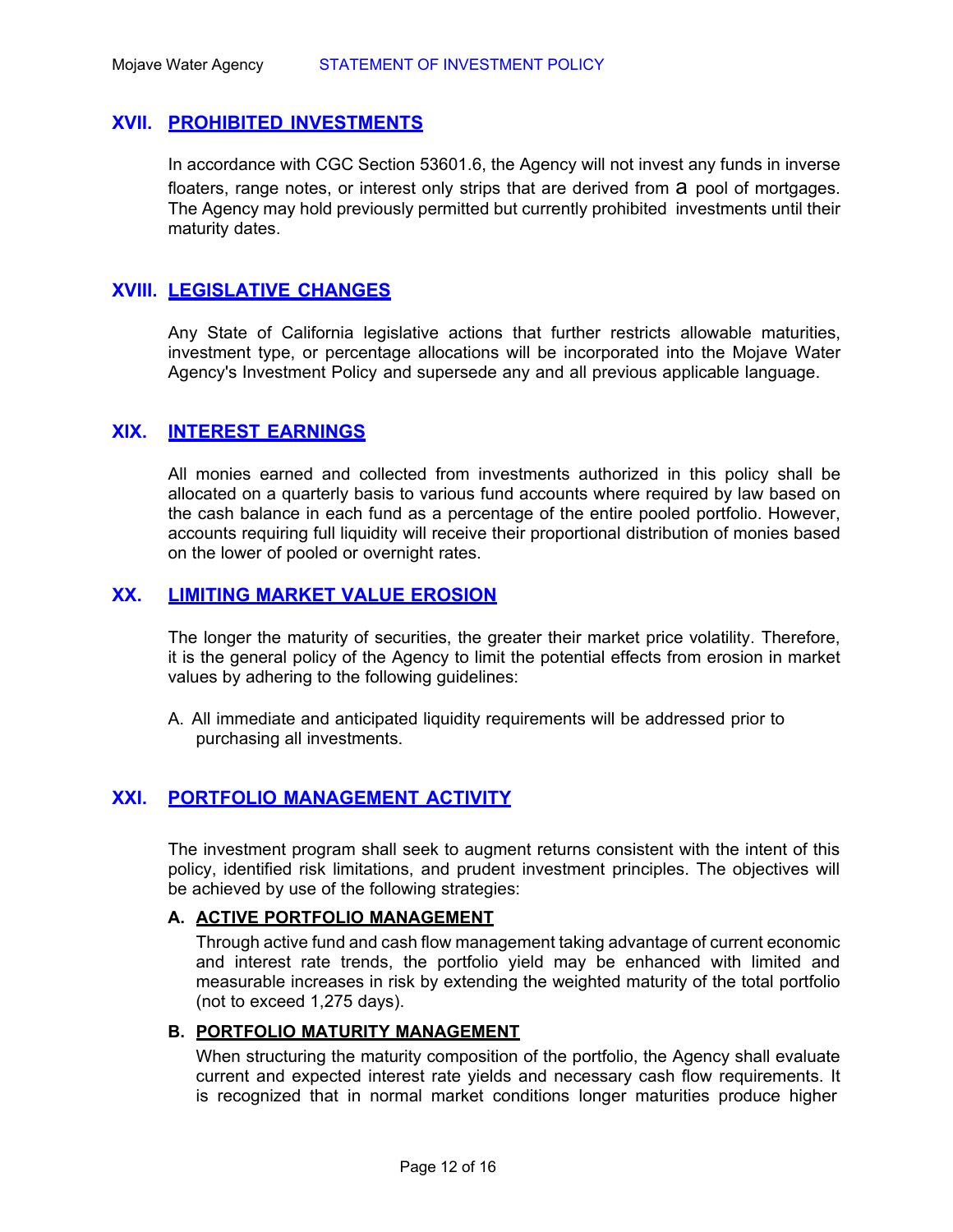## XVII. PROHIBITED INVESTMENTS

In accordance with CGC Section 53601.6, the Agency will not invest any funds in inverse floaters, range notes, or interest only strips that are derived from a pool of mortgages. The Agency may hold previously permitted but currently prohibited investments until their maturity dates.

## XVIII. LEGISLATIVE CHANGES

Any State of California legislative actions that further restricts allowable maturities, investment type, or percentage allocations will be incorporated into the Mojave Water Agency's Investment Policy and supersede any and all previous applicable language.

## XIX. INTEREST EARNINGS

All monies earned and collected from investments authorized in this policy shall be allocated on a quarterly basis to various fund accounts where required by law based on the cash balance in each fund as a percentage of the entire pooled portfolio. However, accounts requiring full liquidity will receive their proportional distribution of monies based on the lower of pooled or overnight rates.

## XX. LIMITING MARKET VALUE EROSION

The longer the maturity of securities, the greater their market price volatility. Therefore, it is the general policy of the Agency to limit the potential effects from erosion in market values by adhering to the following guidelines:

A. All immediate and anticipated liquidity requirements will be addressed prior to purchasing all investments.

## XXI. PORTFOLIO MANAGEMENT ACTIVITY

The investment program shall seek to augment returns consistent with the intent of this policy, identified risk limitations, and prudent investment principles. The objectives will be achieved by use of the following strategies:

### A. ACTIVE PORTFOLIO MANAGEMENT

Through active fund and cash flow management taking advantage of current economic and interest rate trends, the portfolio yield may be enhanced with limited and measurable increases in risk by extending the weighted maturity of the total portfolio (not to exceed 1,275 days).

### B. PORTFOLIO MATURITY MANAGEMENT

When structuring the maturity composition of the portfolio, the Agency shall evaluate current and expected interest rate yields and necessary cash flow requirements. It is recognized that in normal market conditions longer maturities produce higher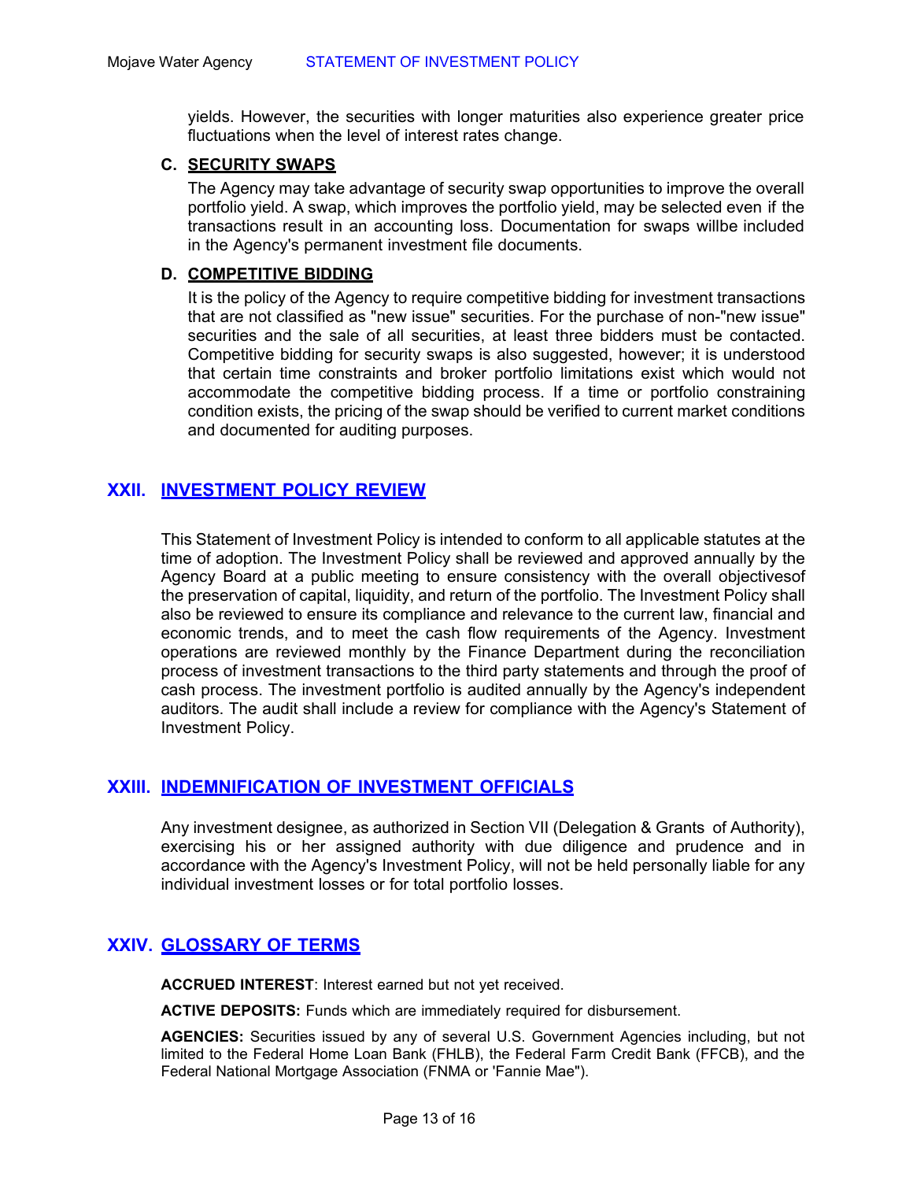yields. However, the securities with longer maturities also experience greater price fluctuations when the level of interest rates change.

### C. SECURITY SWAPS

The Agency may take advantage of security swap opportunities to improve the overall portfolio yield. A swap, which improves the portfolio yield, may be selected even if the transactions result in an accounting loss. Documentation for swaps willbe included in the Agency's permanent investment file documents.

### D. COMPETITIVE BIDDING

It is the policy of the Agency to require competitive bidding for investment transactions that are not classified as "new issue" securities. For the purchase of non-"new issue" securities and the sale of all securities, at least three bidders must be contacted. Competitive bidding for security swaps is also suggested, however; it is understood that certain time constraints and broker portfolio limitations exist which would not accommodate the competitive bidding process. If a time or portfolio constraining condition exists, the pricing of the swap should be verified to current market conditions and documented for auditing purposes.

## XXII. INVESTMENT POLICY REVIEW

This Statement of Investment Policy is intended to conform to all applicable statutes at the time of adoption. The Investment Policy shall be reviewed and approved annually by the Agency Board at a public meeting to ensure consistency with the overall objectivesof the preservation of capital, liquidity, and return of the portfolio. The Investment Policy shall also be reviewed to ensure its compliance and relevance to the current law, financial and economic trends, and to meet the cash flow requirements of the Agency. Investment operations are reviewed monthly by the Finance Department during the reconciliation process of investment transactions to the third party statements and through the proof of cash process. The investment portfolio is audited annually by the Agency's independent auditors. The audit shall include a review for compliance with the Agency's Statement of Investment Policy.

## XXIII. INDEMNIFICATION OF INVESTMENT OFFICIALS

Any investment designee, as authorized in Section VII (Delegation & Grants of Authority), exercising his or her assigned authority with due diligence and prudence and in accordance with the Agency's Investment Policy, will not be held personally liable for any individual investment losses or for total portfolio losses.

## XXIV. GLOSSARY OF TERMS

**ACCRUED INTEREST**: Interest earned but not yet received.

**ACTIVE DEPOSITS:** Funds which are immediately required for disbursement.

**AGENCIES:** Securities issued by any of several U.S. Government Agencies including, but not limited to the Federal Home Loan Bank (FHLB), the Federal Farm Credit Bank (FFCB), and the Federal National Mortgage Association (FNMA or 'Fannie Mae").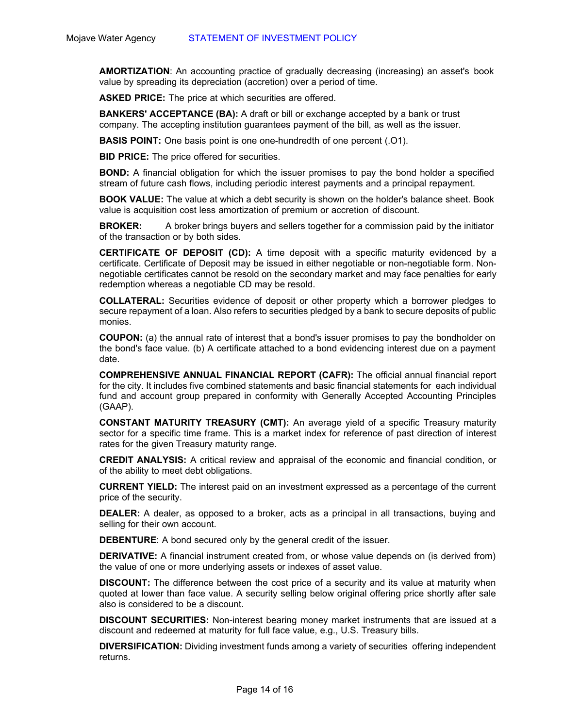**AMORTIZATION**: An accounting practice of gradually decreasing (increasing) an asset's book value by spreading its depreciation (accretion) over a period of time.

**ASKED PRICE:** The price at which securities are offered.

**BANKERS' ACCEPTANCE (BA):** A draft or bill or exchange accepted by a bank or trust company. The accepting institution guarantees payment of the bill, as well as the issuer.

**BASIS POINT:** One basis point is one one-hundredth of one percent (.O1).

**BID PRICE:** The price offered for securities.

**BOND:** A financial obligation for which the issuer promises to pay the bond holder a specified stream of future cash flows, including periodic interest payments and a principal repayment.

**BOOK VALUE:** The value at which a debt security is shown on the holder's balance sheet. Book value is acquisition cost less amortization of premium or accretion of discount.

**BROKER:** A broker brings buyers and sellers together for a commission paid by the initiator of the transaction or by both sides.

**CERTIFICATE OF DEPOSIT (CD):** A time deposit with a specific maturity evidenced by a certificate. Certificate of Deposit may be issued in either negotiable or non-negotiable form. Non-negotiable certificates cannot be resold on the secondary market and may face penalties for early redemption whereas a negotiable CD may be resold.

**COLLATERAL:** Securities evidence of deposit or other property which a borrower pledges to secure repayment of a loan. Also refers to securities pledged by a bank to secure deposits of public monies.

**COUPON:** (a) the annual rate of interest that a bond's issuer promises to pay the bondholder on the bond's face value. (b) A certificate attached to a bond evidencing interest due on a payment date.

**COMPREHENSIVE ANNUAL FINANCIAL REPORT (CAFR):** The official annual financial report for the city. It includes five combined statements and basic financial statements for each individual fund and account group prepared in conformity with Generally Accepted Accounting Principles (GAAP).

**CONSTANT MATURITY TREASURY (CMT):** An average yield of a specific Treasury maturity sector for a specific time frame. This is a market index for reference of past direction of interest rates for the given Treasury maturity range.

**CREDIT ANALYSIS:** A critical review and appraisal of the economic and financial condition, or of the ability to meet debt obligations.

**CURRENT YIELD:** The interest paid on an investment expressed as a percentage of the current price of the security.

**DEALER:** A dealer, as opposed to a broker, acts as a principal in all transactions, buying and selling for their own account.

**DEBENTURE**: A bond secured only by the general credit of the issuer.

**DERIVATIVE:** A financial instrument created from, or whose value depends on (is derived from) the value of one or more underlying assets or indexes of asset value.

**DISCOUNT:** The difference between the cost price of a security and its value at maturity when quoted at lower than face value. A security selling below original offering price shortly after sale also is considered to be a discount.

**DISCOUNT SECURITIES:** Non-interest bearing money market instruments that are issued at a discount and redeemed at maturity for full face value, e.g., U.S. Treasury bills.

**DIVERSIFICATION:** Dividing investment funds among a variety of securities offering independent returns.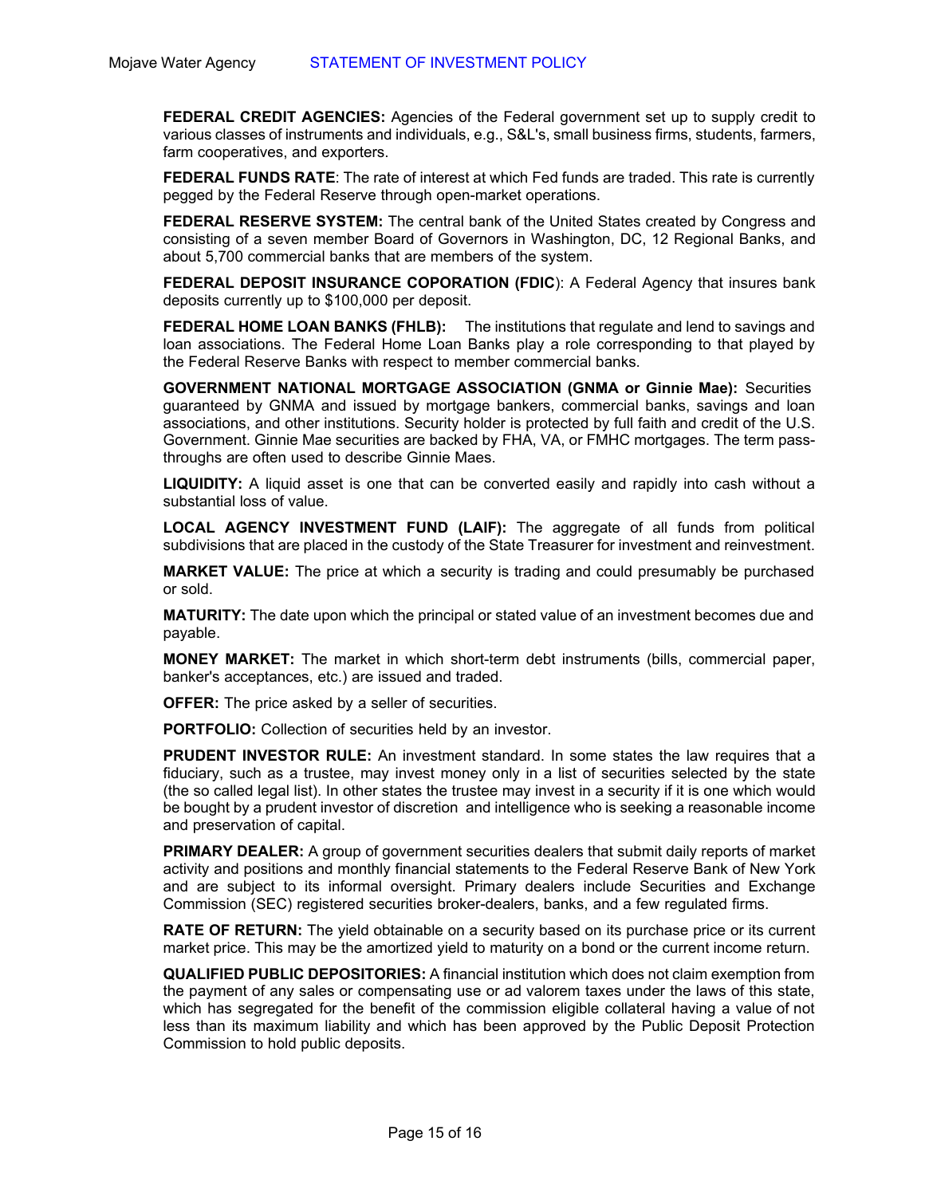**FEDERAL CREDIT AGENCIES:** Agencies of the Federal government set up to supply credit to various classes of instruments and individuals, e.g., S&L's, small business firms, students, farmers, farm cooperatives, and exporters.

**FEDERAL FUNDS RATE**: The rate of interest at which Fed funds are traded. This rate is currently pegged by the Federal Reserve through open-market operations.

**FEDERAL RESERVE SYSTEM:** The central bank of the United States created by Congress and consisting of a seven member Board of Governors in Washington, DC, 12 Regional Banks, and about 5,700 commercial banks that are members of the system.

**FEDERAL DEPOSIT INSURANCE COPORATION (FDIC**): A Federal Agency that insures bank deposits currently up to $100,000 per deposit.

**FEDERAL HOME LOAN BANKS (FHLB):** The institutions that regulate and lend to savings and loan associations. The Federal Home Loan Banks play a role corresponding to that played by the Federal Reserve Banks with respect to member commercial banks.

**GOVERNMENT NATIONAL MORTGAGE ASSOCIATION (GNMA or Ginnie Mae):** Securities guaranteed by GNMA and issued by mortgage bankers, commercial banks, savings and loan associations, and other institutions. Security holder is protected by full faith and credit of the U.S. Government. Ginnie Mae securities are backed by FHA, VA, or FMHC mortgages. The term pass-throughs are often used to describe Ginnie Maes.

**LIQUIDITY:** A liquid asset is one that can be converted easily and rapidly into cash without a substantial loss of value.

**LOCAL AGENCY INVESTMENT FUND (LAIF):** The aggregate of all funds from political subdivisions that are placed in the custody of the State Treasurer for investment and reinvestment.

**MARKET VALUE:** The price at which a security is trading and could presumably be purchased or sold.

**MATURITY:** The date upon which the principal or stated value of an investment becomes due and payable.

**MONEY MARKET:** The market in which short-term debt instruments (bills, commercial paper, banker's acceptances, etc.) are issued and traded.

**OFFER:** The price asked by a seller of securities.

**PORTFOLIO:** Collection of securities held by an investor.

**PRUDENT INVESTOR RULE:** An investment standard. In some states the law requires that a fiduciary, such as a trustee, may invest money only in a list of securities selected by the state (the so called legal list). In other states the trustee may invest in a security if it is one which would be bought by a prudent investor of discretion and intelligence who is seeking a reasonable income and preservation of capital.

**PRIMARY DEALER:** A group of government securities dealers that submit daily reports of market activity and positions and monthly financial statements to the Federal Reserve Bank of New York and are subject to its informal oversight. Primary dealers include Securities and Exchange Commission (SEC) registered securities broker-dealers, banks, and a few regulated firms.

**RATE OF RETURN:** The yield obtainable on a security based on its purchase price or its current market price. This may be the amortized yield to maturity on a bond or the current income return.

**QUALIFIED PUBLIC DEPOSITORIES:** A financial institution which does not claim exemption from the payment of any sales or compensating use or ad valorem taxes under the laws of this state, which has segregated for the benefit of the commission eligible collateral having a value of not less than its maximum liability and which has been approved by the Public Deposit Protection Commission to hold public deposits.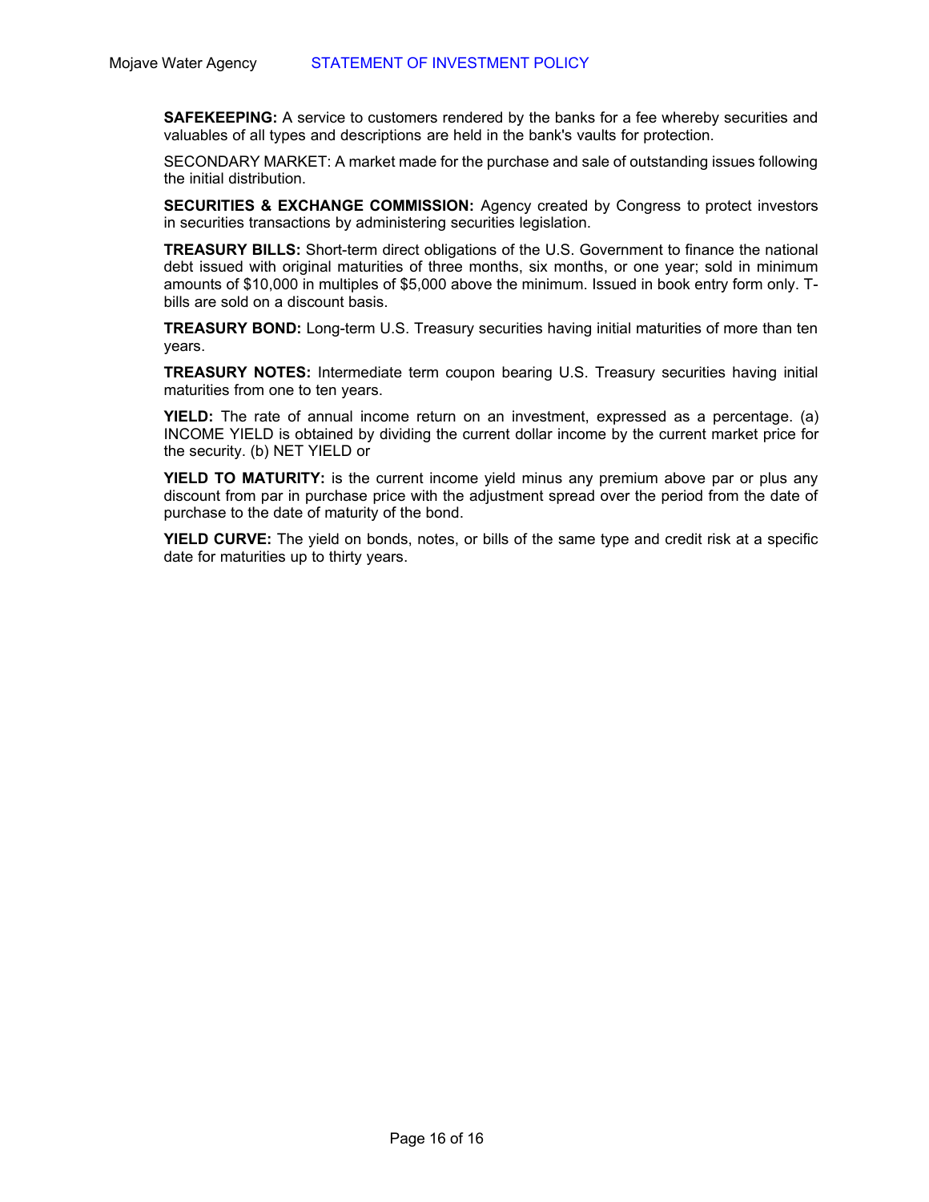**SAFEKEEPING:** A service to customers rendered by the banks for a fee whereby securities and valuables of all types and descriptions are held in the bank's vaults for protection.

SECONDARY MARKET: A market made for the purchase and sale of outstanding issues following the initial distribution.

**SECURITIES & EXCHANGE COMMISSION:** Agency created by Congress to protect investors in securities transactions by administering securities legislation.

**TREASURY BILLS:** Short-term direct obligations of the U.S. Government to finance the national debt issued with original maturities of three months, six months, or one year; sold in minimum amounts of $10,000 in multiples of $5,000 above the minimum. Issued in book entry form only. T-bills are sold on a discount basis.

**TREASURY BOND:** Long-term U.S. Treasury securities having initial maturities of more than ten years.

**TREASURY NOTES:** Intermediate term coupon bearing U.S. Treasury securities having initial maturities from one to ten years.

**YIELD:** The rate of annual income return on an investment, expressed as a percentage. (a) INCOME YIELD is obtained by dividing the current dollar income by the current market price for the security. (b) NET YIELD or

**YIELD TO MATURITY:** is the current income yield minus any premium above par or plus any discount from par in purchase price with the adjustment spread over the period from the date of purchase to the date of maturity of the bond.

**YIELD CURVE:** The yield on bonds, notes, or bills of the same type and credit risk at a specific date for maturities up to thirty years.